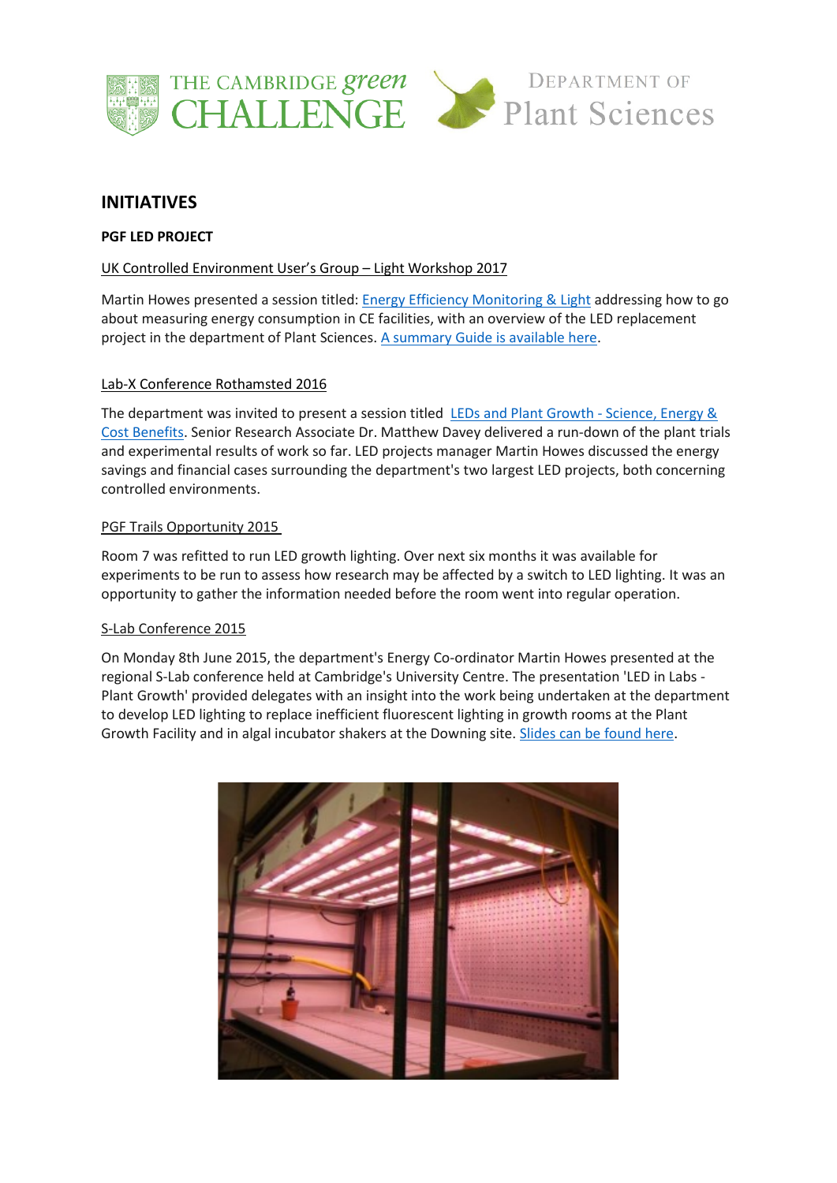# INITIATIVES

**PGF LED PROJECT**

UK Controlled Environment User's Group – Light Workshop 2017

Martin Howes presented a session titled: Energy Efficiency Monitoring & Light addressing how to go about measuring energy consumption in CE facilities, with an overview of the LED replacement project in the department of Plant Sciences. A summary Guide is available here.

Lab-X Conference Rothamsted 2016

The department was invited to present a session titled LEDs and Plant Growth - Science, Energy & Cost Benefits. Senior Research Associate Dr. Matthew Davey delivered a run-down of the plant trials and experimental results of work so far. LED projects manager Martin Howes discussed the energy savings and financial cases surrounding the department's two largest LED projects, both concerning controlled environments.

PGF Trails Opportunity 2015

Room 7 was refitted to run LED growth lighting. Over next six months it was available for experiments to be run to assess how research may be affected by a switch to LED lighting. It was an opportunity to gather the information needed before the room went into regular operation.

S-Lab Conference 2015

On Monday 8th June 2015, the department's Energy Co-ordinator Martin Howes presented at the regional S-Lab conference held at Cambridge's University Centre. The presentation 'LED in Labs - Plant Growth' provided delegates with an insight into the work being undertaken at the department to develop LED lighting to replace inefficient fluorescent lighting in growth rooms at the Plant Growth Facility and in algal incubator shakers at the Downing site. Slides can be found here.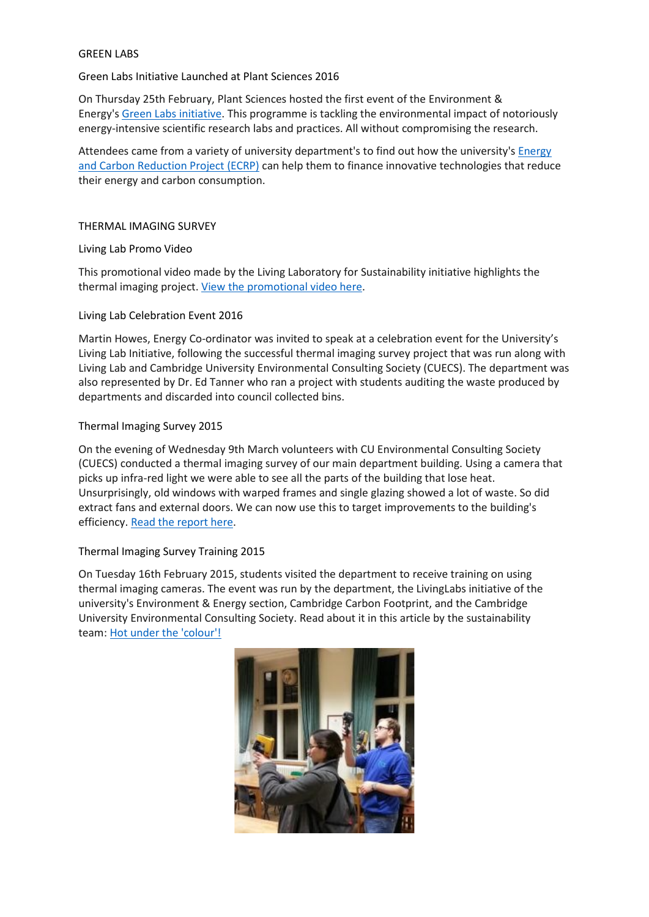## GREEN LABS

### Green Labs Initiative Launched at Plant Sciences 2016

On Thursday 25th February, Plant Sciences hosted the first event of the Environment & Energy's Green Labs initiative. This programme is tackling the environmental impact of notoriously energy-intensive scientific research labs and practices. All without compromising the research.

Attendees came from a variety of university department's to find out how the university's Energy and Carbon Reduction Project (ECRP) can help them to finance innovative technologies that reduce their energy and carbon consumption.

## THERMAL IMAGING SURVEY

### Living Lab Promo Video

This promotional video made by the Living Laboratory for Sustainability initiative highlights the thermal imaging project. View the promotional video here.

### Living Lab Celebration Event 2016

Martin Howes, Energy Co-ordinator was invited to speak at a celebration event for the University's Living Lab Initiative, following the successful thermal imaging survey project that was run along with Living Lab and Cambridge University Environmental Consulting Society (CUECS). The department was also represented by Dr. Ed Tanner who ran a project with students auditing the waste produced by departments and discarded into council collected bins.

### Thermal Imaging Survey 2015

On the evening of Wednesday 9th March volunteers with CU Environmental Consulting Society (CUECS) conducted a thermal imaging survey of our main department building. Using a camera that picks up infra-red light we were able to see all the parts of the building that lose heat. Unsurprisingly, old windows with warped frames and single glazing showed a lot of waste. So did extract fans and external doors. We can now use this to target improvements to the building's efficiency. Read the report here.

### Thermal Imaging Survey Training 2015

On Tuesday 16th February 2015, students visited the department to receive training on using thermal imaging cameras. The event was run by the department, the LivingLabs initiative of the university's Environment & Energy section, Cambridge Carbon Footprint, and the Cambridge University Environmental Consulting Society. Read about it in this article by the sustainability team: Hot under the 'colour'!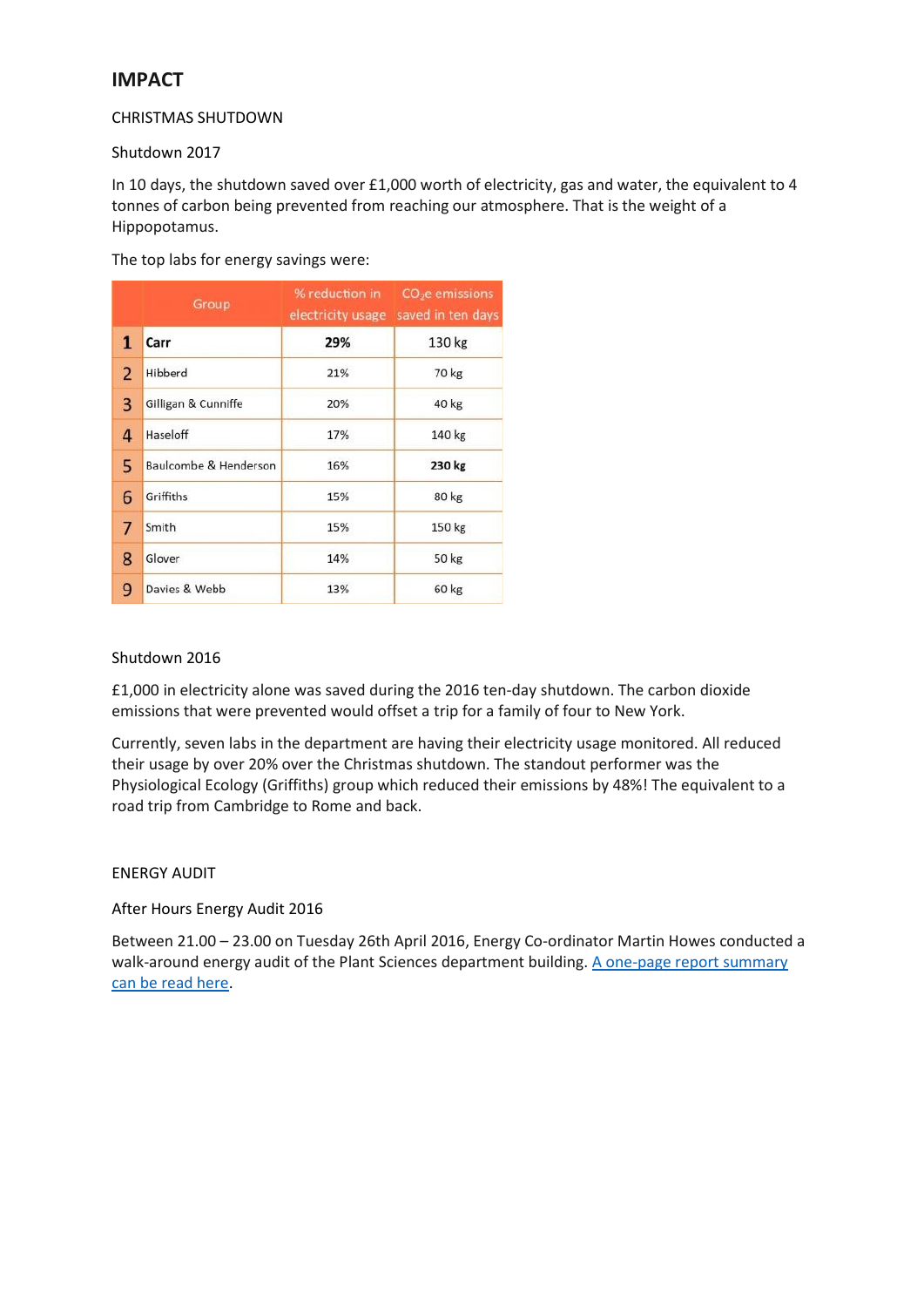## IMPACT

CHRISTMAS SHUTDOWN

Shutdown 2017

In 10 days, the shutdown saved over £1,000 worth of electricity, gas and water, the equivalent to 4 tonnes of carbon being prevented from reaching our atmosphere. That is the weight of a Hippopotamus.

The top labs for energy savings were:

| | Group | % reduction in electricity usage | $CO_2e$ emissions saved in ten days |
|---|---|---|---|
| 1 | **Carr** | **29%** | 130 kg |
| 2 | Hibberd | 21% | 70 kg |
| 3 | Gilligan & Cunniffe | 20% | 40 kg |
| 4 | Haseloff | 17% | 140 kg |
| 5 | Baulcombe & Henderson | 16% | **230 kg** |
| 6 | Griffiths | 15% | 80 kg |
| 7 | Smith | 15% | 150 kg |
| 8 | Glover | 14% | 50 kg |
| 9 | Davies & Webb | 13% | 60 kg |

Shutdown 2016

£1,000 in electricity alone was saved during the 2016 ten-day shutdown. The carbon dioxide emissions that were prevented would offset a trip for a family of four to New York.

Currently, seven labs in the department are having their electricity usage monitored. All reduced their usage by over 20% over the Christmas shutdown. The standout performer was the Physiological Ecology (Griffiths) group which reduced their emissions by 48%! The equivalent to a road trip from Cambridge to Rome and back.

ENERGY AUDIT

After Hours Energy Audit 2016

Between 21.00 – 23.00 on Tuesday 26th April 2016, Energy Co-ordinator Martin Howes conducted a walk-around energy audit of the Plant Sciences department building. A one-page report summary can be read here.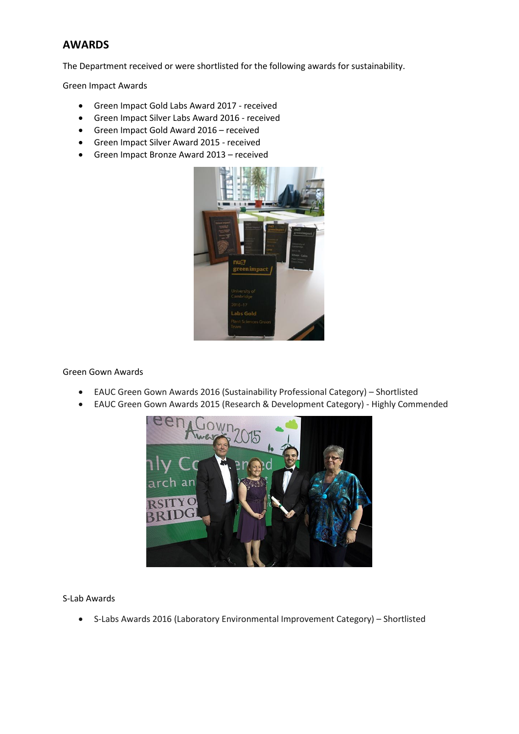## AWARDS

The Department received or were shortlisted for the following awards for sustainability.

Green Impact Awards

- Green Impact Gold Labs Award 2017 - received
- Green Impact Silver Labs Award 2016 - received
- Green Impact Gold Award 2016 – received
- Green Impact Silver Award 2015 - received
- Green Impact Bronze Award 2013 – received

Green Gown Awards

- EAUC Green Gown Awards 2016 (Sustainability Professional Category) – Shortlisted
- EAUC Green Gown Awards 2015 (Research & Development Category) - Highly Commended

S-Lab Awards

- S-Labs Awards 2016 (Laboratory Environmental Improvement Category) – Shortlisted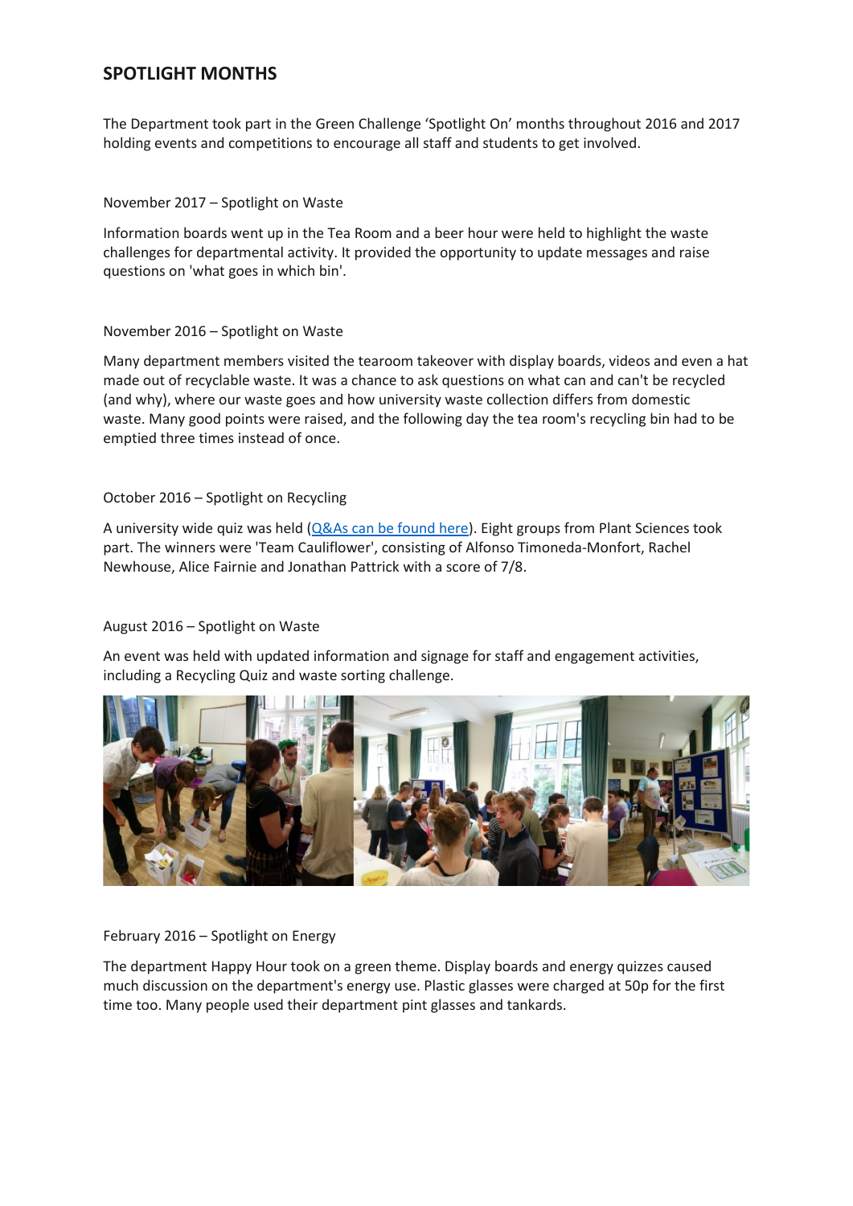## SPOTLIGHT MONTHS

The Department took part in the Green Challenge 'Spotlight On' months throughout 2016 and 2017 holding events and competitions to encourage all staff and students to get involved.

November 2017 – Spotlight on Waste

Information boards went up in the Tea Room and a beer hour were held to highlight the waste challenges for departmental activity. It provided the opportunity to update messages and raise questions on 'what goes in which bin'.

November 2016 – Spotlight on Waste

Many department members visited the tearoom takeover with display boards, videos and even a hat made out of recyclable waste. It was a chance to ask questions on what can and can't be recycled (and why), where our waste goes and how university waste collection differs from domestic waste. Many good points were raised, and the following day the tea room's recycling bin had to be emptied three times instead of once.

October 2016 – Spotlight on Recycling

A university wide quiz was held (Q&As can be found here). Eight groups from Plant Sciences took part. The winners were 'Team Cauliflower', consisting of Alfonso Timoneda-Monfort, Rachel Newhouse, Alice Fairnie and Jonathan Pattrick with a score of 7/8.

August 2016 – Spotlight on Waste

An event was held with updated information and signage for staff and engagement activities, including a Recycling Quiz and waste sorting challenge.

February 2016 – Spotlight on Energy

The department Happy Hour took on a green theme. Display boards and energy quizzes caused much discussion on the department's energy use. Plastic glasses were charged at 50p for the first time too. Many people used their department pint glasses and tankards.